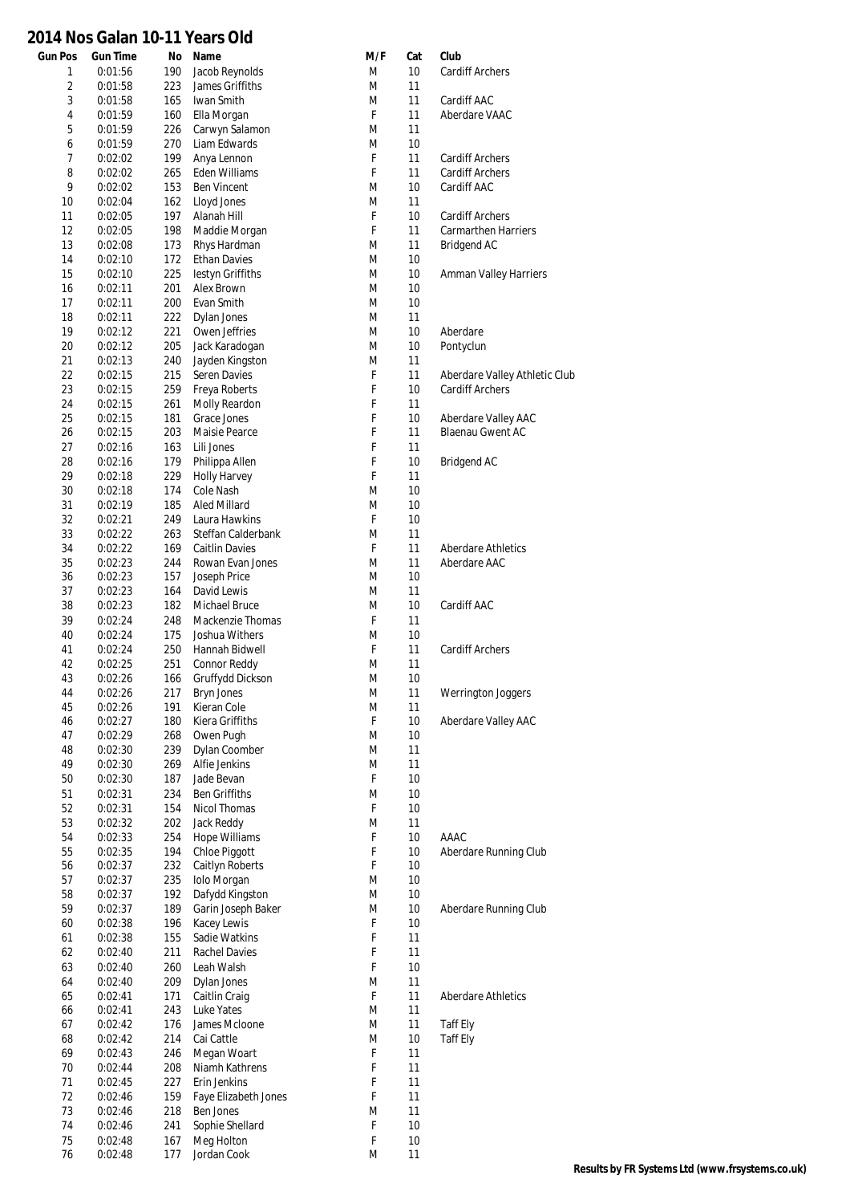# 2014 Nos Galan 10-11 Years Old

| Gun Pos | Gun Time | No | Name | M/F | Cat | Club |
|---|---|---|---|---|---|---|
| 1 | 0:01:56 | 190 | Jacob Reynolds | M | 10 | Cardiff Archers |
| 2 | 0:01:58 | 223 | James Griffiths | M | 11 | |
| 3 | 0:01:58 | 165 | Iwan Smith | M | 11 | Cardiff AAC |
| 4 | 0:01:59 | 160 | Ella Morgan | F | 11 | Aberdare VAAC |
| 5 | 0:01:59 | 226 | Carwyn Salamon | M | 11 | |
| 6 | 0:01:59 | 270 | Liam Edwards | M | 10 | |
| 7 | 0:02:02 | 199 | Anya Lennon | F | 11 | Cardiff Archers |
| 8 | 0:02:02 | 265 | Eden Williams | F | 11 | Cardiff Archers |
| 9 | 0:02:02 | 153 | Ben Vincent | M | 10 | Cardiff AAC |
| 10 | 0:02:04 | 162 | Lloyd Jones | M | 11 | |
| 11 | 0:02:05 | 197 | Alanah Hill | F | 10 | Cardiff Archers |
| 12 | 0:02:05 | 198 | Maddie Morgan | F | 11 | Carmarthen Harriers |
| 13 | 0:02:08 | 173 | Rhys Hardman | M | 11 | Bridgend AC |
| 14 | 0:02:10 | 172 | Ethan Davies | M | 10 | |
| 15 | 0:02:10 | 225 | Iestyn Griffiths | M | 10 | Amman Valley Harriers |
| 16 | 0:02:11 | 201 | Alex Brown | M | 10 | |
| 17 | 0:02:11 | 200 | Evan Smith | M | 10 | |
| 18 | 0:02:11 | 222 | Dylan Jones | M | 11 | |
| 19 | 0:02:12 | 221 | Owen Jeffries | M | 10 | Aberdare |
| 20 | 0:02:12 | 205 | Jack Karadogan | M | 10 | Pontyclun |
| 21 | 0:02:13 | 240 | Jayden Kingston | M | 11 | |
| 22 | 0:02:15 | 215 | Seren Davies | F | 11 | Aberdare Valley Athletic Club |
| 23 | 0:02:15 | 259 | Freya Roberts | F | 10 | Cardiff Archers |
| 24 | 0:02:15 | 261 | Molly Reardon | F | 11 | |
| 25 | 0:02:15 | 181 | Grace Jones | F | 10 | Aberdare Valley AAC |
| 26 | 0:02:15 | 203 | Maisie Pearce | F | 11 | Blaenau Gwent AC |
| 27 | 0:02:16 | 163 | Lili Jones | F | 11 | |
| 28 | 0:02:16 | 179 | Philippa Allen | F | 10 | Bridgend AC |
| 29 | 0:02:18 | 229 | Holly Harvey | F | 11 | |
| 30 | 0:02:18 | 174 | Cole Nash | M | 10 | |
| 31 | 0:02:19 | 185 | Aled Millard | M | 10 | |
| 32 | 0:02:21 | 249 | Laura Hawkins | F | 10 | |
| 33 | 0:02:22 | 263 | Steffan Calderbank | M | 11 | |
| 34 | 0:02:22 | 169 | Caitlin Davies | F | 11 | Aberdare Athletics |
| 35 | 0:02:23 | 244 | Rowan Evan Jones | M | 11 | Aberdare AAC |
| 36 | 0:02:23 | 157 | Joseph Price | M | 10 | |
| 37 | 0:02:23 | 164 | David Lewis | M | 11 | |
| 38 | 0:02:23 | 182 | Michael Bruce | M | 10 | Cardiff AAC |
| 39 | 0:02:24 | 248 | Mackenzie Thomas | F | 11 | |
| 40 | 0:02:24 | 175 | Joshua Withers | M | 10 | |
| 41 | 0:02:24 | 250 | Hannah Bidwell | F | 11 | Cardiff Archers |
| 42 | 0:02:25 | 251 | Connor Reddy | M | 11 | |
| 43 | 0:02:26 | 166 | Gruffydd Dickson | M | 10 | |
| 44 | 0:02:26 | 217 | Bryn Jones | M | 11 | Werrington Joggers |
| 45 | 0:02:26 | 191 | Kieran Cole | M | 11 | |
| 46 | 0:02:27 | 180 | Kiera Griffiths | F | 10 | Aberdare Valley AAC |
| 47 | 0:02:29 | 268 | Owen Pugh | M | 10 | |
| 48 | 0:02:30 | 239 | Dylan Coomber | M | 11 | |
| 49 | 0:02:30 | 269 | Alfie Jenkins | M | 11 | |
| 50 | 0:02:30 | 187 | Jade Bevan | F | 10 | |
| 51 | 0:02:31 | 234 | Ben Griffiths | M | 10 | |
| 52 | 0:02:31 | 154 | Nicol Thomas | F | 10 | |
| 53 | 0:02:32 | 202 | Jack Reddy | M | 11 | |
| 54 | 0:02:33 | 254 | Hope Williams | F | 10 | AAAC |
| 55 | 0:02:35 | 194 | Chloe Piggott | F | 10 | Aberdare Running Club |
| 56 | 0:02:37 | 232 | Caitlyn Roberts | F | 10 | |
| 57 | 0:02:37 | 235 | Iolo Morgan | M | 10 | |
| 58 | 0:02:37 | 192 | Dafydd Kingston | M | 10 | |
| 59 | 0:02:37 | 189 | Garin Joseph Baker | M | 10 | Aberdare Running Club |
| 60 | 0:02:38 | 196 | Kacey Lewis | F | 10 | |
| 61 | 0:02:38 | 155 | Sadie Watkins | F | 11 | |
| 62 | 0:02:40 | 211 | Rachel Davies | F | 11 | |
| 63 | 0:02:40 | 260 | Leah Walsh | F | 10 | |
| 64 | 0:02:40 | 209 | Dylan Jones | M | 11 | |
| 65 | 0:02:41 | 171 | Caitlin Craig | F | 11 | Aberdare Athletics |
| 66 | 0:02:41 | 243 | Luke Yates | M | 11 | |
| 67 | 0:02:42 | 176 | James Mcloone | M | 11 | Taff Ely |
| 68 | 0:02:42 | 214 | Cai Cattle | M | 10 | Taff Ely |
| 69 | 0:02:43 | 246 | Megan Woart | F | 11 | |
| 70 | 0:02:44 | 208 | Niamh Kathrens | F | 11 | |
| 71 | 0:02:45 | 227 | Erin Jenkins | F | 11 | |
| 72 | 0:02:46 | 159 | Faye Elizabeth Jones | F | 11 | |
| 73 | 0:02:46 | 218 | Ben Jones | M | 11 | |
| 74 | 0:02:46 | 241 | Sophie Shellard | F | 10 | |
| 75 | 0:02:48 | 167 | Meg Holton | F | 10 | |
| 76 | 0:02:48 | 177 | Jordan Cook | M | 11 | |

**Results by FR Systems Ltd (www.frsystems.co.uk)**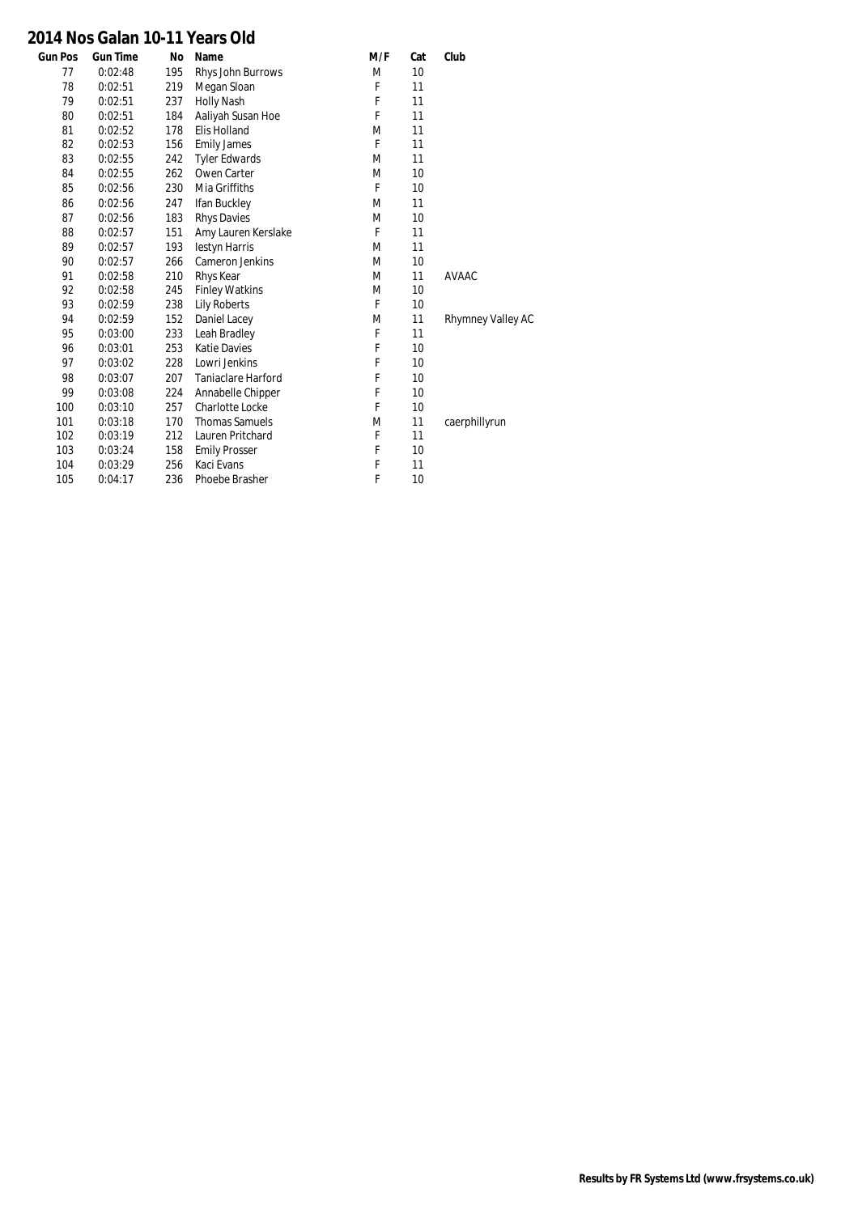## 2014 Nos Galan 10-11 Years Old

| Gun Pos | Gun Time | No | Name | M/F | Cat | Club |
|---|---|---|---|---|---|---|
| 77 | 0:02:48 | 195 | Rhys John Burrows | M | 10 | |
| 78 | 0:02:51 | 219 | Megan Sloan | F | 11 | |
| 79 | 0:02:51 | 237 | Holly Nash | F | 11 | |
| 80 | 0:02:51 | 184 | Aaliyah Susan Hoe | F | 11 | |
| 81 | 0:02:52 | 178 | Elis Holland | M | 11 | |
| 82 | 0:02:53 | 156 | Emily James | F | 11 | |
| 83 | 0:02:55 | 242 | Tyler Edwards | M | 11 | |
| 84 | 0:02:55 | 262 | Owen Carter | M | 10 | |
| 85 | 0:02:56 | 230 | Mia Griffiths | F | 10 | |
| 86 | 0:02:56 | 247 | Ifan Buckley | M | 11 | |
| 87 | 0:02:56 | 183 | Rhys Davies | M | 10 | |
| 88 | 0:02:57 | 151 | Amy Lauren Kerslake | F | 11 | |
| 89 | 0:02:57 | 193 | Iestyn Harris | M | 11 | |
| 90 | 0:02:57 | 266 | Cameron Jenkins | M | 10 | |
| 91 | 0:02:58 | 210 | Rhys Kear | M | 11 | AVAAC |
| 92 | 0:02:58 | 245 | Finley Watkins | M | 10 | |
| 93 | 0:02:59 | 238 | Lily Roberts | F | 10 | |
| 94 | 0:02:59 | 152 | Daniel Lacey | M | 11 | Rhymney Valley AC |
| 95 | 0:03:00 | 233 | Leah Bradley | F | 11 | |
| 96 | 0:03:01 | 253 | Katie Davies | F | 10 | |
| 97 | 0:03:02 | 228 | Lowri Jenkins | F | 10 | |
| 98 | 0:03:07 | 207 | Taniaclare Harford | F | 10 | |
| 99 | 0:03:08 | 224 | Annabelle Chipper | F | 10 | |
| 100 | 0:03:10 | 257 | Charlotte Locke | F | 10 | |
| 101 | 0:03:18 | 170 | Thomas Samuels | M | 11 | caerphillyrun |
| 102 | 0:03:19 | 212 | Lauren Pritchard | F | 11 | |
| 103 | 0:03:24 | 158 | Emily Prosser | F | 10 | |
| 104 | 0:03:29 | 256 | Kaci Evans | F | 11 | |
| 105 | 0:04:17 | 236 | Phoebe Brasher | F | 10 | |

**Results by FR Systems Ltd (www.frsystems.co.uk)**